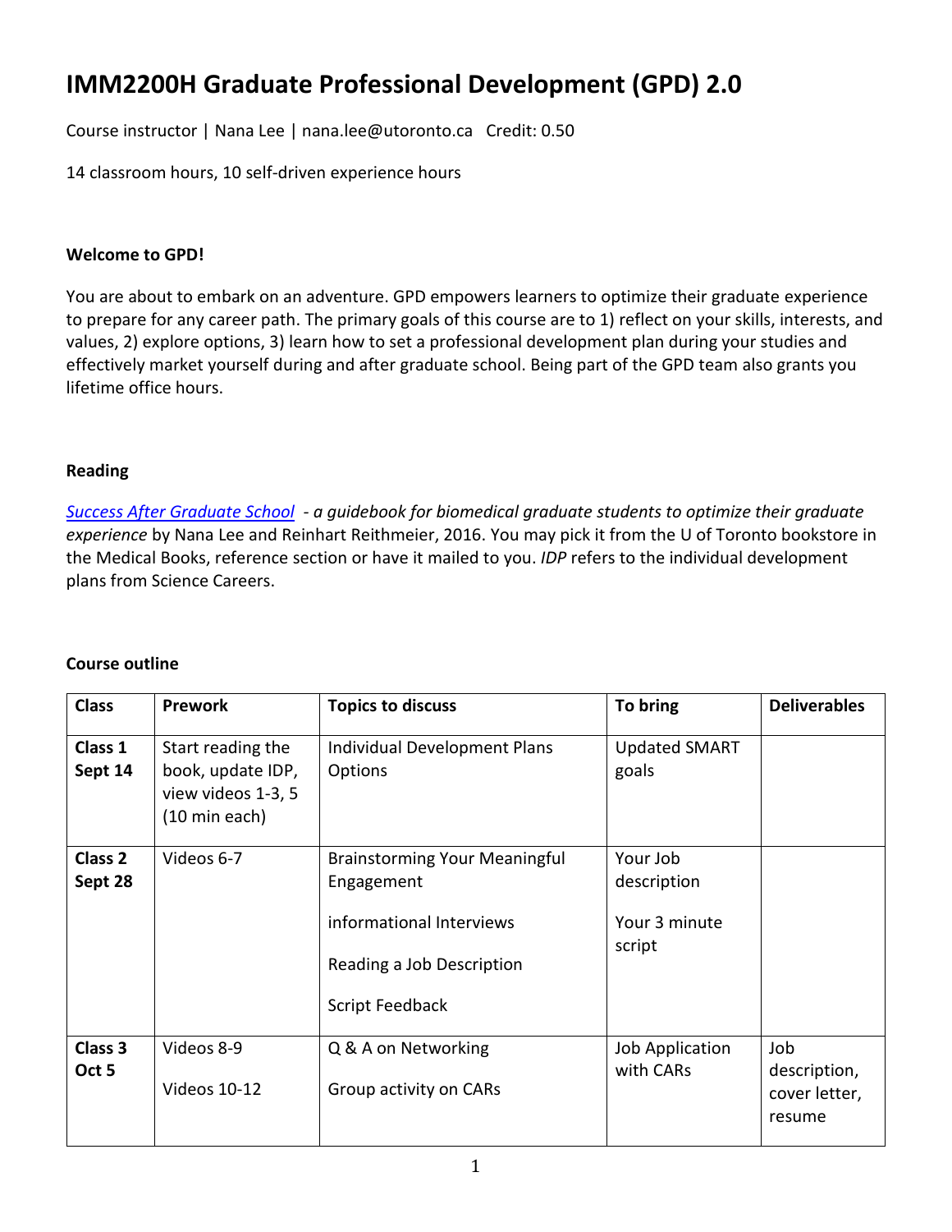# IMM2200H Graduate Professional Development (GPD) 2.0

Course instructor | Nana Lee | nana.lee@utoronto.ca   Credit: 0.50

14 classroom hours, 10 self-driven experience hours

**Welcome to GPD!**

You are about to embark on an adventure. GPD empowers learners to optimize their graduate experience to prepare for any career path. The primary goals of this course are to 1) reflect on your skills, interests, and values, 2) explore options, 3) learn how to set a professional development plan during your studies and effectively market yourself during and after graduate school. Being part of the GPD team also grants you lifetime office hours.

**Reading**

[Success After Graduate School](Success After Graduate School) *- a guidebook for biomedical graduate students to optimize their graduate experience* by Nana Lee and Reinhart Reithmeier, 2016. You may pick it from the U of Toronto bookstore in the Medical Books, reference section or have it mailed to you. *IDP* refers to the individual development plans from Science Careers.

**Course outline**

| Class | Prework | Topics to discuss | To bring | Deliverables |
|---|---|---|---|---|
| **Class 1 Sept 14** | Start reading the book, update IDP, view videos 1-3, 5 (10 min each) | Individual Development Plans<br>Options | Updated SMART goals | |
| **Class 2 Sept 28** | Videos 6-7 | Brainstorming Your Meaningful Engagement<br><br>informational Interviews<br><br>Reading a Job Description<br><br>Script Feedback | Your Job description<br><br>Your 3 minute script | |
| **Class 3 Oct 5** | Videos 8-9<br><br>Videos 10-12 | Q & A on Networking<br><br>Group activity on CARs | Job Application with CARs | Job description, cover letter, resume |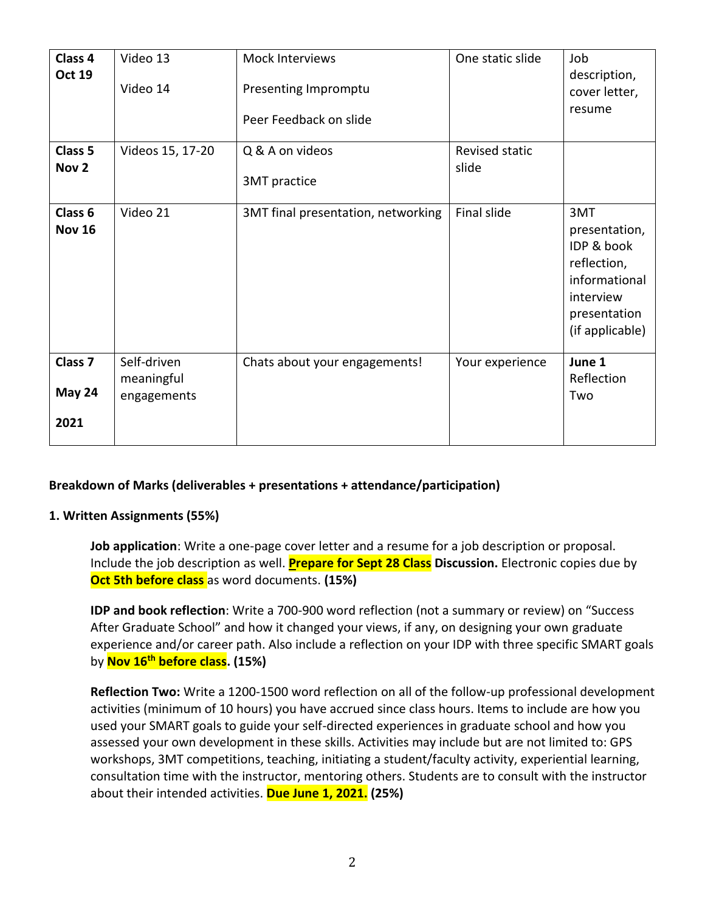| **Class 4 Oct 19** | Video 13<br><br>Video 14 | Mock Interviews<br><br>Presenting Impromptu<br><br>Peer Feedback on slide | One static slide | Job description, cover letter, resume |
|---|---|---|---|---|
| **Class 5 Nov 2** | Videos 15, 17-20 | Q & A on videos<br><br>3MT practice | Revised static slide | |
| **Class 6 Nov 16** | Video 21 | 3MT final presentation, networking | Final slide | 3MT presentation, IDP & book reflection, informational interview presentation (if applicable) |
| **Class 7**<br><br>**May 24**<br><br>**2021** | Self-driven meaningful engagements | Chats about your engagements! | Your experience | **June 1** Reflection Two |

**Breakdown of Marks (deliverables + presentations + attendance/participation)**

**1. Written Assignments (55%)**

**Job application**: Write a one-page cover letter and a resume for a job description or proposal. Include the job description as well. **Prepare for Sept 28 Class Discussion.** Electronic copies due by **Oct 5th before class** as word documents. **(15%)**

**IDP and book reflection**: Write a 700-900 word reflection (not a summary or review) on "Success After Graduate School" and how it changed your views, if any, on designing your own graduate experience and/or career path. Also include a reflection on your IDP with three specific SMART goals by **Nov 16th before class**. **(15%)**

**Reflection Two:** Write a 1200-1500 word reflection on all of the follow-up professional development activities (minimum of 10 hours) you have accrued since class hours. Items to include are how you used your SMART goals to guide your self-directed experiences in graduate school and how you assessed your own development in these skills. Activities may include but are not limited to: GPS workshops, 3MT competitions, teaching, initiating a student/faculty activity, experiential learning, consultation time with the instructor, mentoring others. Students are to consult with the instructor about their intended activities. **Due June 1, 2021. (25%)**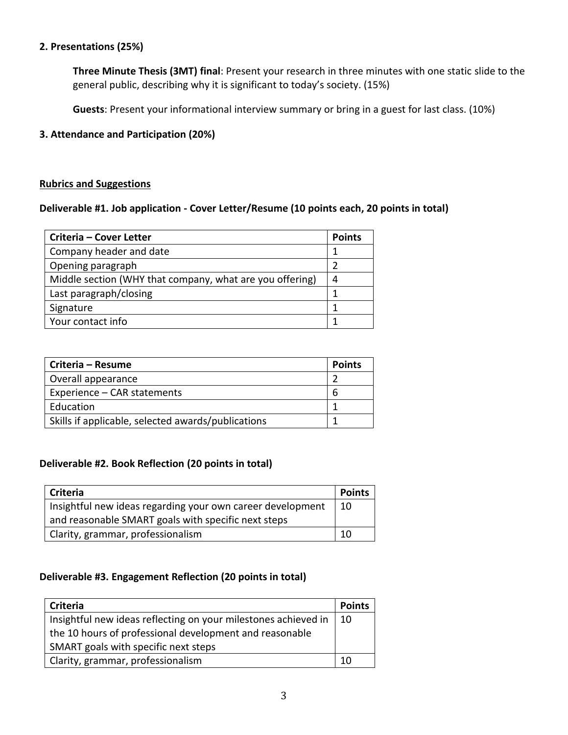**2. Presentations (25%)**

**Three Minute Thesis (3MT) final**: Present your research in three minutes with one static slide to the general public, describing why it is significant to today's society. (15%)

**Guests**: Present your informational interview summary or bring in a guest for last class. (10%)

**3. Attendance and Participation (20%)**

**<u>Rubrics and Suggestions</u>**

**Deliverable #1. Job application - Cover Letter/Resume (10 points each, 20 points in total)**

| Criteria – Cover Letter | Points |
|---|---|
| Company header and date | 1 |
| Opening paragraph | 2 |
| Middle section (WHY that company, what are you offering) | 4 |
| Last paragraph/closing | 1 |
| Signature | 1 |
| Your contact info | 1 |

| Criteria – Resume | Points |
|---|---|
| Overall appearance | 2 |
| Experience – CAR statements | 6 |
| Education | 1 |
| Skills if applicable, selected awards/publications | 1 |

**Deliverable #2. Book Reflection (20 points in total)**

| Criteria | Points |
|---|---|
| Insightful new ideas regarding your own career development and reasonable SMART goals with specific next steps | 10 |
| Clarity, grammar, professionalism | 10 |

**Deliverable #3. Engagement Reflection (20 points in total)**

| Criteria | Points |
|---|---|
| Insightful new ideas reflecting on your milestones achieved in the 10 hours of professional development and reasonable SMART goals with specific next steps | 10 |
| Clarity, grammar, professionalism | 10 |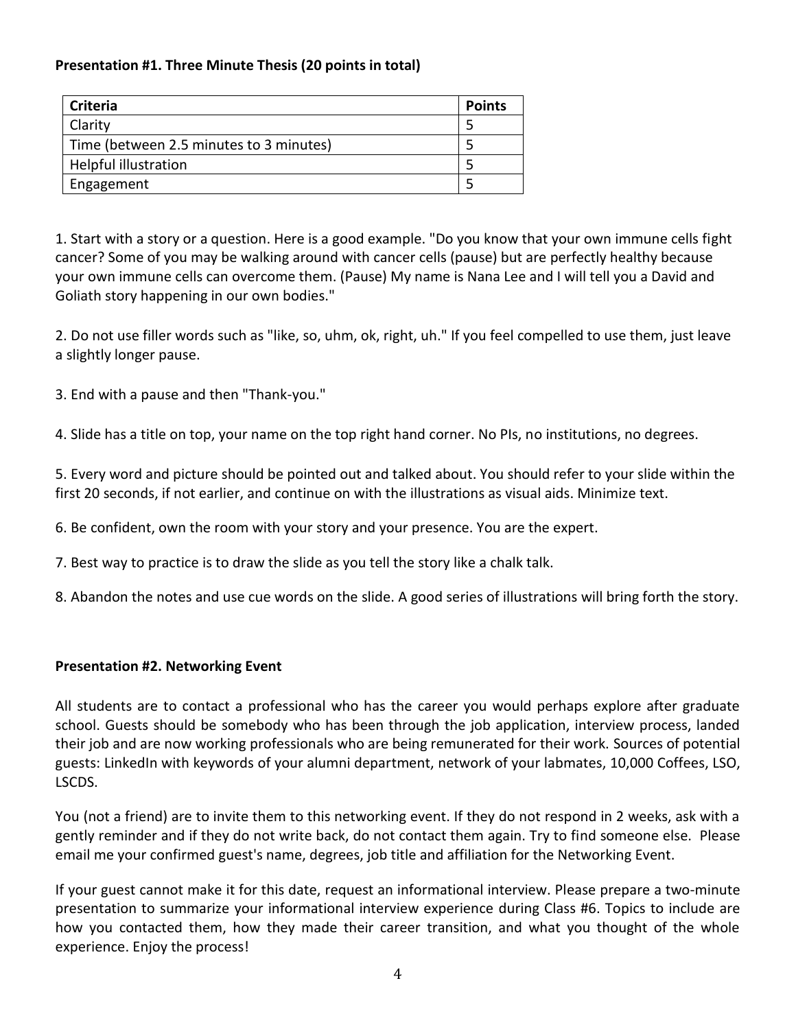**Presentation #1. Three Minute Thesis (20 points in total)**

| Criteria | Points |
|---|---|
| Clarity | 5 |
| Time (between 2.5 minutes to 3 minutes) | 5 |
| Helpful illustration | 5 |
| Engagement | 5 |

1. Start with a story or a question. Here is a good example. "Do you know that your own immune cells fight cancer? Some of you may be walking around with cancer cells (pause) but are perfectly healthy because your own immune cells can overcome them. (Pause) My name is Nana Lee and I will tell you a David and Goliath story happening in our own bodies."

2. Do not use filler words such as "like, so, uhm, ok, right, uh." If you feel compelled to use them, just leave a slightly longer pause.

3. End with a pause and then "Thank-you."

4. Slide has a title on top, your name on the top right hand corner. No PIs, no institutions, no degrees.

5. Every word and picture should be pointed out and talked about. You should refer to your slide within the first 20 seconds, if not earlier, and continue on with the illustrations as visual aids. Minimize text.

6. Be confident, own the room with your story and your presence. You are the expert.

7. Best way to practice is to draw the slide as you tell the story like a chalk talk.

8. Abandon the notes and use cue words on the slide. A good series of illustrations will bring forth the story.

**Presentation #2. Networking Event**

All students are to contact a professional who has the career you would perhaps explore after graduate school. Guests should be somebody who has been through the job application, interview process, landed their job and are now working professionals who are being remunerated for their work. Sources of potential guests: LinkedIn with keywords of your alumni department, network of your labmates, 10,000 Coffees, LSO, LSCDS.

You (not a friend) are to invite them to this networking event. If they do not respond in 2 weeks, ask with a gently reminder and if they do not write back, do not contact them again. Try to find someone else. Please email me your confirmed guest's name, degrees, job title and affiliation for the Networking Event.

If your guest cannot make it for this date, request an informational interview. Please prepare a two-minute presentation to summarize your informational interview experience during Class #6. Topics to include are how you contacted them, how they made their career transition, and what you thought of the whole experience. Enjoy the process!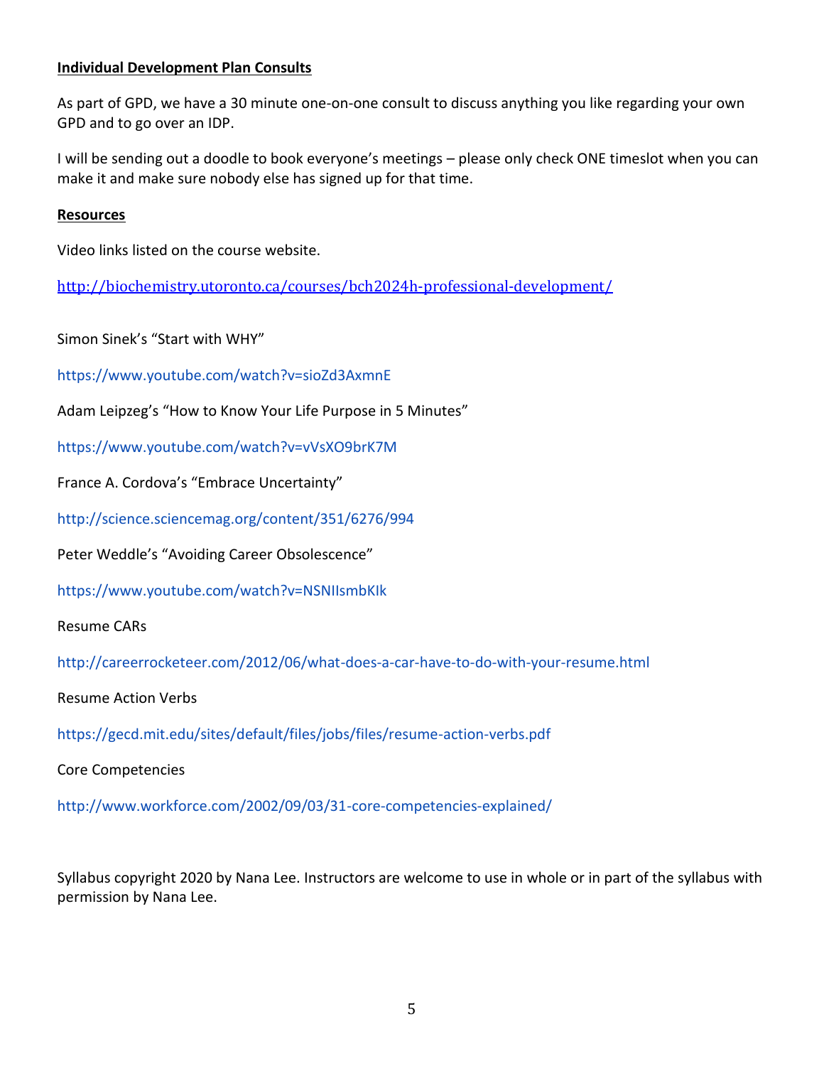**Individual Development Plan Consults**

As part of GPD, we have a 30 minute one-on-one consult to discuss anything you like regarding your own GPD and to go over an IDP.

I will be sending out a doodle to book everyone's meetings – please only check ONE timeslot when you can make it and make sure nobody else has signed up for that time.

**Resources**

Video links listed on the course website.

http://biochemistry.utoronto.ca/courses/bch2024h-professional-development/

Simon Sinek's "Start with WHY"

https://www.youtube.com/watch?v=sioZd3AxmnE

Adam Leipzeg's "How to Know Your Life Purpose in 5 Minutes"

https://www.youtube.com/watch?v=vVsXO9brK7M

France A. Cordova's "Embrace Uncertainty"

http://science.sciencemag.org/content/351/6276/994

Peter Weddle's "Avoiding Career Obsolescence"

https://www.youtube.com/watch?v=NSNIIsmbKIk

Resume CARs

http://careerrocketeer.com/2012/06/what-does-a-car-have-to-do-with-your-resume.html

Resume Action Verbs

https://gecd.mit.edu/sites/default/files/jobs/files/resume-action-verbs.pdf

Core Competencies

http://www.workforce.com/2002/09/03/31-core-competencies-explained/

Syllabus copyright 2020 by Nana Lee. Instructors are welcome to use in whole or in part of the syllabus with permission by Nana Lee.